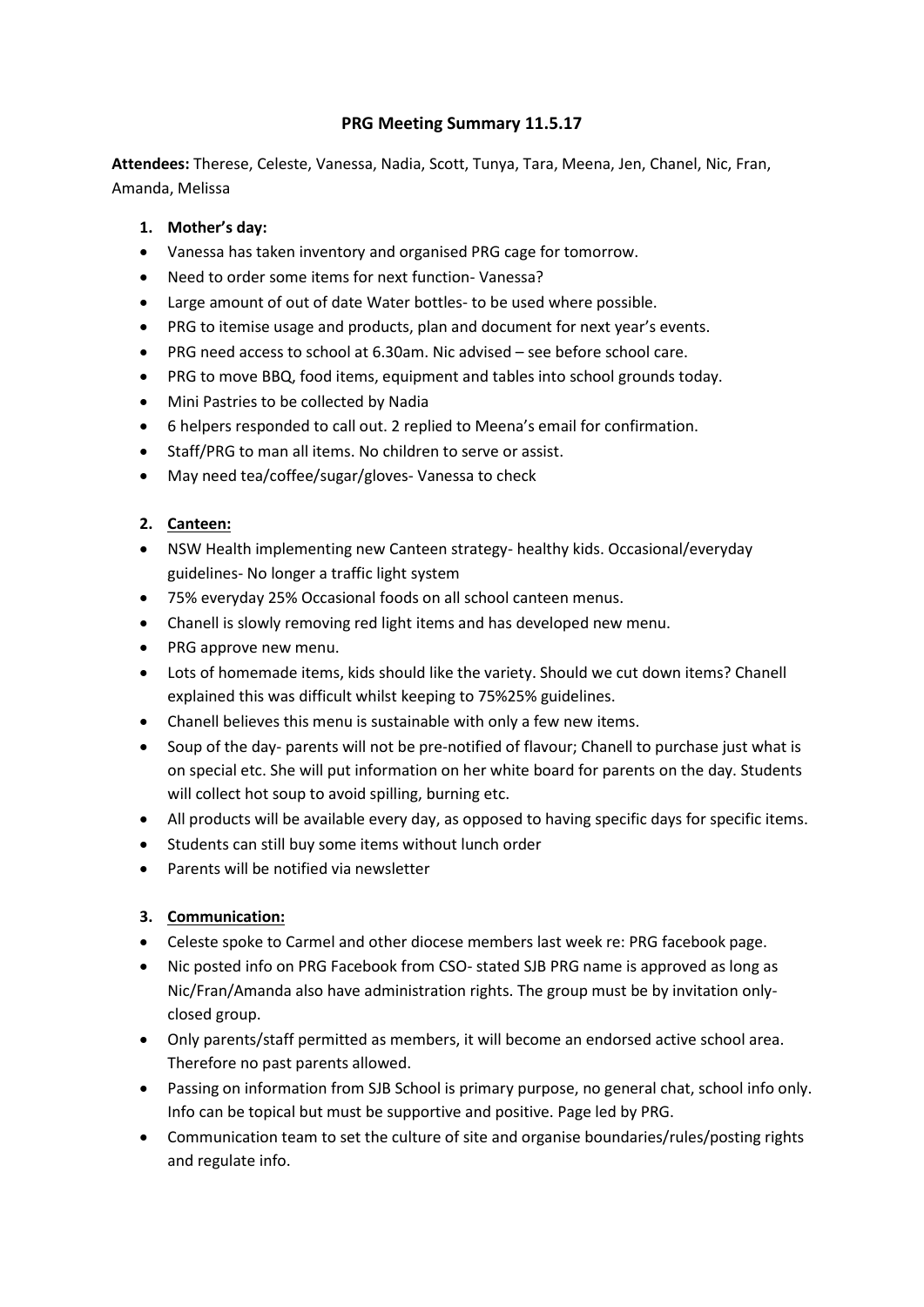## PRG Meeting Summary 11.5.17

**Attendees:** Therese, Celeste, Vanessa, Nadia, Scott, Tunya, Tara, Meena, Jen, Chanel, Nic, Fran, Amanda, Melissa

1. **Mother's day:**
   - Vanessa has taken inventory and organised PRG cage for tomorrow.
   - Need to order some items for next function- Vanessa?
   - Large amount of out of date Water bottles- to be used where possible.
   - PRG to itemise usage and products, plan and document for next year's events.
   - PRG need access to school at 6.30am. Nic advised – see before school care.
   - PRG to move BBQ, food items, equipment and tables into school grounds today.
   - Mini Pastries to be collected by Nadia
   - 6 helpers responded to call out. 2 replied to Meena's email for confirmation.
   - Staff/PRG to man all items. No children to serve or assist.
   - May need tea/coffee/sugar/gloves- Vanessa to check

2. **Canteen:**
   - NSW Health implementing new Canteen strategy- healthy kids. Occasional/everyday guidelines- No longer a traffic light system
   - 75% everyday 25% Occasional foods on all school canteen menus.
   - Chanell is slowly removing red light items and has developed new menu.
   - PRG approve new menu.
   - Lots of homemade items, kids should like the variety. Should we cut down items? Chanell explained this was difficult whilst keeping to 75%25% guidelines.
   - Chanell believes this menu is sustainable with only a few new items.
   - Soup of the day- parents will not be pre-notified of flavour; Chanell to purchase just what is on special etc. She will put information on her white board for parents on the day. Students will collect hot soup to avoid spilling, burning etc.
   - All products will be available every day, as opposed to having specific days for specific items.
   - Students can still buy some items without lunch order
   - Parents will be notified via newsletter

3. **Communication:**
   - Celeste spoke to Carmel and other diocese members last week re: PRG facebook page.
   - Nic posted info on PRG Facebook from CSO- stated SJB PRG name is approved as long as Nic/Fran/Amanda also have administration rights. The group must be by invitation only-closed group.
   - Only parents/staff permitted as members, it will become an endorsed active school area. Therefore no past parents allowed.
   - Passing on information from SJB School is primary purpose, no general chat, school info only. Info can be topical but must be supportive and positive. Page led by PRG.
   - Communication team to set the culture of site and organise boundaries/rules/posting rights and regulate info.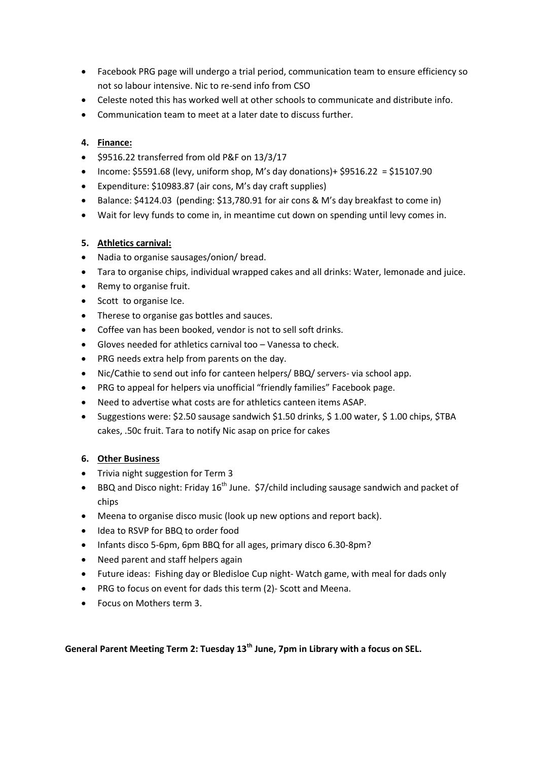- Facebook PRG page will undergo a trial period, communication team to ensure efficiency so not so labour intensive. Nic to re-send info from CSO
- Celeste noted this has worked well at other schools to communicate and distribute info.
- Communication team to meet at a later date to discuss further.

4. **Finance:**

- $9516.22 transferred from old P&F on 13/3/17
- Income: $5591.68 (levy, uniform shop, M's day donations)+ $9516.22 = $15107.90
- Expenditure: $10983.87 (air cons, M's day craft supplies)
- Balance: $4124.03 (pending: $13,780.91 for air cons & M's day breakfast to come in)
- Wait for levy funds to come in, in meantime cut down on spending until levy comes in.

5. **Athletics carnival:**

- Nadia to organise sausages/onion/ bread.
- Tara to organise chips, individual wrapped cakes and all drinks: Water, lemonade and juice.
- Remy to organise fruit.
- Scott to organise Ice.
- Therese to organise gas bottles and sauces.
- Coffee van has been booked, vendor is not to sell soft drinks.
- Gloves needed for athletics carnival too – Vanessa to check.
- PRG needs extra help from parents on the day.
- Nic/Cathie to send out info for canteen helpers/ BBQ/ servers- via school app.
- PRG to appeal for helpers via unofficial "friendly families" Facebook page.
- Need to advertise what costs are for athletics canteen items ASAP.
- Suggestions were: $2.50 sausage sandwich $1.50 drinks, $ 1.00 water, $ 1.00 chips, $TBA cakes, .50c fruit. Tara to notify Nic asap on price for cakes

6. **Other Business**

- Trivia night suggestion for Term 3
- BBQ and Disco night: Friday 16th June. $7/child including sausage sandwich and packet of chips
- Meena to organise disco music (look up new options and report back).
- Idea to RSVP for BBQ to order food
- Infants disco 5-6pm, 6pm BBQ for all ages, primary disco 6.30-8pm?
- Need parent and staff helpers again
- Future ideas: Fishing day or Bledisloe Cup night- Watch game, with meal for dads only
- PRG to focus on event for dads this term (2)- Scott and Meena.
- Focus on Mothers term 3.

**General Parent Meeting Term 2: Tuesday 13th June, 7pm in Library with a focus on SEL.**